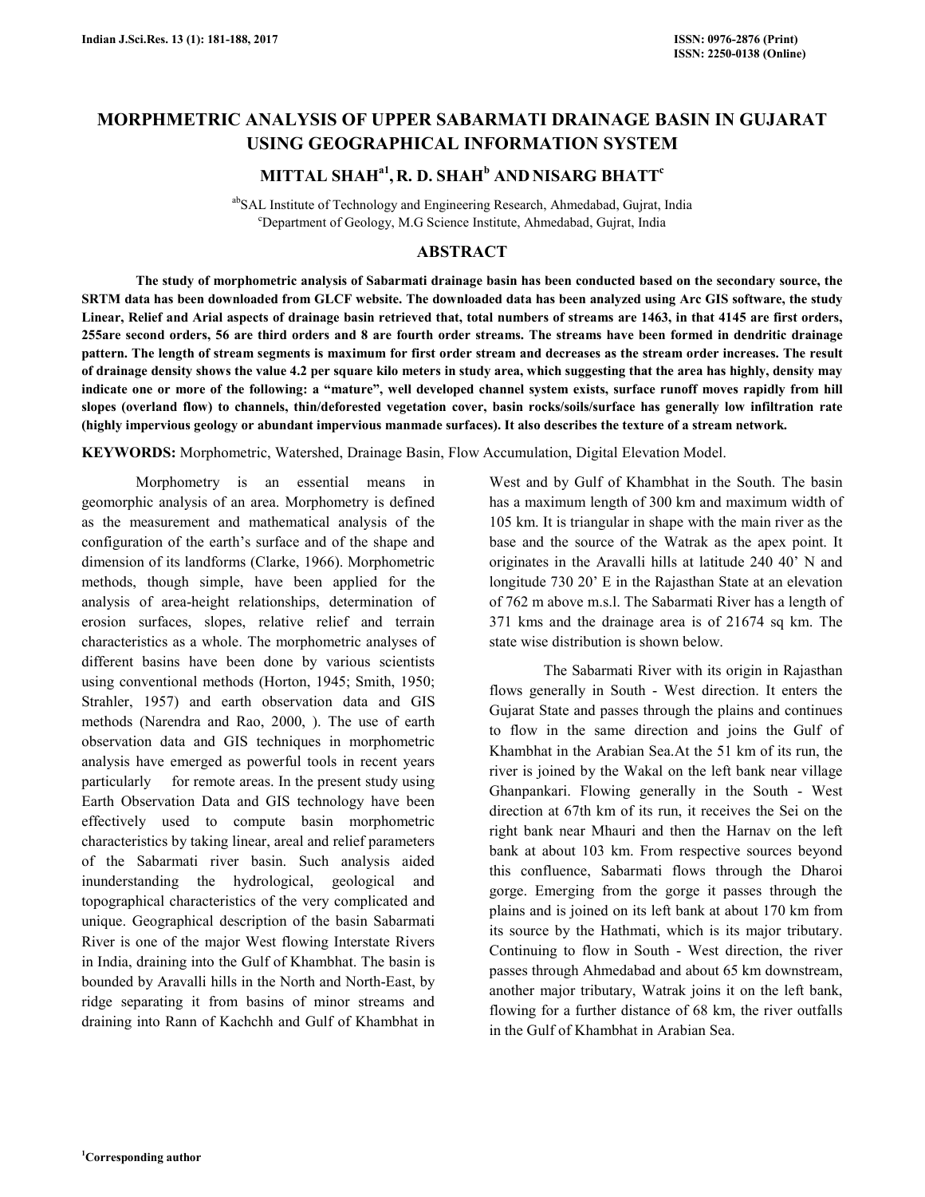# MORPHMETRIC ANALYSIS OF UPPER SABARMATI DRAINAGE BASIN IN GUJARAT USING GEOGRAPHICAL INFORMATION SYSTEM

**MITTAL SHAH[a1], R. D. SHAH[b] AND NISARG BHATT[c]**

[ab]SAL Institute of Technology and Engineering Research, Ahmedabad, Gujrat, India
[c]Department of Geology, M.G Science Institute, Ahmedabad, Gujrat, India

## ABSTRACT

**The study of morphometric analysis of Sabarmati drainage basin has been conducted based on the secondary source, the SRTM data has been downloaded from GLCF website. The downloaded data has been analyzed using Arc GIS software, the study Linear, Relief and Arial aspects of drainage basin retrieved that, total numbers of streams are 1463, in that 4145 are first orders, 255are second orders, 56 are third orders and 8 are fourth order streams. The streams have been formed in dendritic drainage pattern. The length of stream segments is maximum for first order stream and decreases as the stream order increases. The result of drainage density shows the value 4.2 per square kilo meters in study area, which suggesting that the area has highly, density may indicate one or more of the following: a "mature", well developed channel system exists, surface runoff moves rapidly from hill slopes (overland flow) to channels, thin/deforested vegetation cover, basin rocks/soils/surface has generally low infiltration rate (highly impervious geology or abundant impervious manmade surfaces). It also describes the texture of a stream network.**

**KEYWORDS:** Morphometric, Watershed, Drainage Basin, Flow Accumulation, Digital Elevation Model.

Morphometry is an essential means in geomorphic analysis of an area. Morphometry is defined as the measurement and mathematical analysis of the configuration of the earth's surface and of the shape and dimension of its landforms (Clarke, 1966). Morphometric methods, though simple, have been applied for the analysis of area-height relationships, determination of erosion surfaces, slopes, relative relief and terrain characteristics as a whole. The morphometric analyses of different basins have been done by various scientists using conventional methods (Horton, 1945; Smith, 1950; Strahler, 1957) and earth observation data and GIS methods (Narendra and Rao, 2000, ). The use of earth observation data and GIS techniques in morphometric analysis have emerged as powerful tools in recent years particularly for remote areas. In the present study using Earth Observation Data and GIS technology have been effectively used to compute basin morphometric characteristics by taking linear, areal and relief parameters of the Sabarmati river basin. Such analysis aided inunderstanding the hydrological, geological and topographical characteristics of the very complicated and unique. Geographical description of the basin Sabarmati River is one of the major West flowing Interstate Rivers in India, draining into the Gulf of Khambhat. The basin is bounded by Aravalli hills in the North and North-East, by ridge separating it from basins of minor streams and draining into Rann of Kachchh and Gulf of Khambhat in West and by Gulf of Khambhat in the South. The basin has a maximum length of 300 km and maximum width of 105 km. It is triangular in shape with the main river as the base and the source of the Watrak as the apex point. It originates in the Aravalli hills at latitude 240 40' N and longitude 730 20' E in the Rajasthan State at an elevation of 762 m above m.s.l. The Sabarmati River has a length of 371 kms and the drainage area is of 21674 sq km. The state wise distribution is shown below.

The Sabarmati River with its origin in Rajasthan flows generally in South - West direction. It enters the Gujarat State and passes through the plains and continues to flow in the same direction and joins the Gulf of Khambhat in the Arabian Sea.At the 51 km of its run, the river is joined by the Wakal on the left bank near village Ghanpankari. Flowing generally in the South - West direction at 67th km of its run, it receives the Sei on the right bank near Mhauri and then the Harnav on the left bank at about 103 km. From respective sources beyond this confluence, Sabarmati flows through the Dharoi gorge. Emerging from the gorge it passes through the plains and is joined on its left bank at about 170 km from its source by the Hathmati, which is its major tributary. Continuing to flow in South - West direction, the river passes through Ahmedabad and about 65 km downstream, another major tributary, Watrak joins it on the left bank, flowing for a further distance of 68 km, the river outfalls in the Gulf of Khambhat in Arabian Sea.

[1]Corresponding author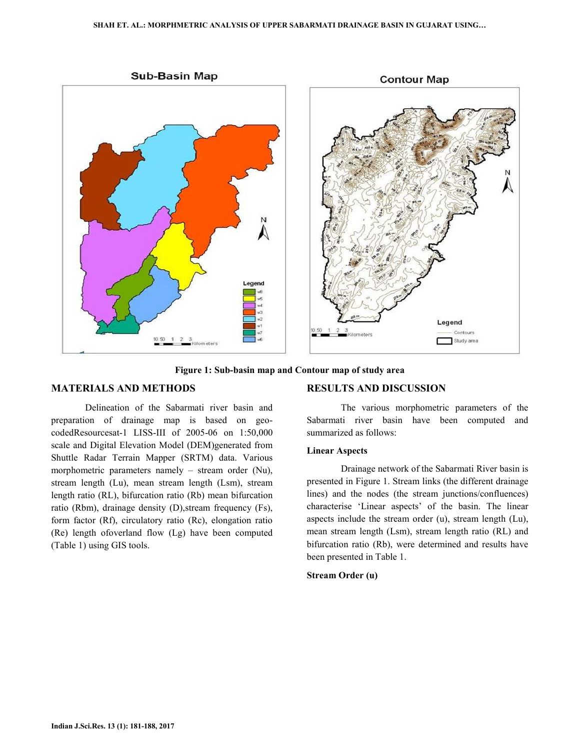Figure 1: Sub-basin map and Contour map of study area

## MATERIALS AND METHODS

Delineation of the Sabarmati river basin and preparation of drainage map is based on geo-codedResourcesat-1 LISS-III of 2005-06 on 1:50,000 scale and Digital Elevation Model (DEM)generated from Shuttle Radar Terrain Mapper (SRTM) data. Various morphometric parameters namely – stream order (Nu), stream length (Lu), mean stream length (Lsm), stream length ratio (RL), bifurcation ratio (Rb) mean bifurcation ratio (Rbm), drainage density (D),stream frequency (Fs), form factor (Rf), circulatory ratio (Rc), elongation ratio (Re) length ofoverland flow (Lg) have been computed (Table 1) using GIS tools.

## RESULTS AND DISCUSSION

The various morphometric parameters of the Sabarmati river basin have been computed and summarized as follows:

### Linear Aspects

Drainage network of the Sabarmati River basin is presented in Figure 1. Stream links (the different drainage lines) and the nodes (the stream junctions/confluences) characterise 'Linear aspects' of the basin. The linear aspects include the stream order (u), stream length (Lu), mean stream length (Lsm), stream length ratio (RL) and bifurcation ratio (Rb), were determined and results have been presented in Table 1.

### Stream Order (u)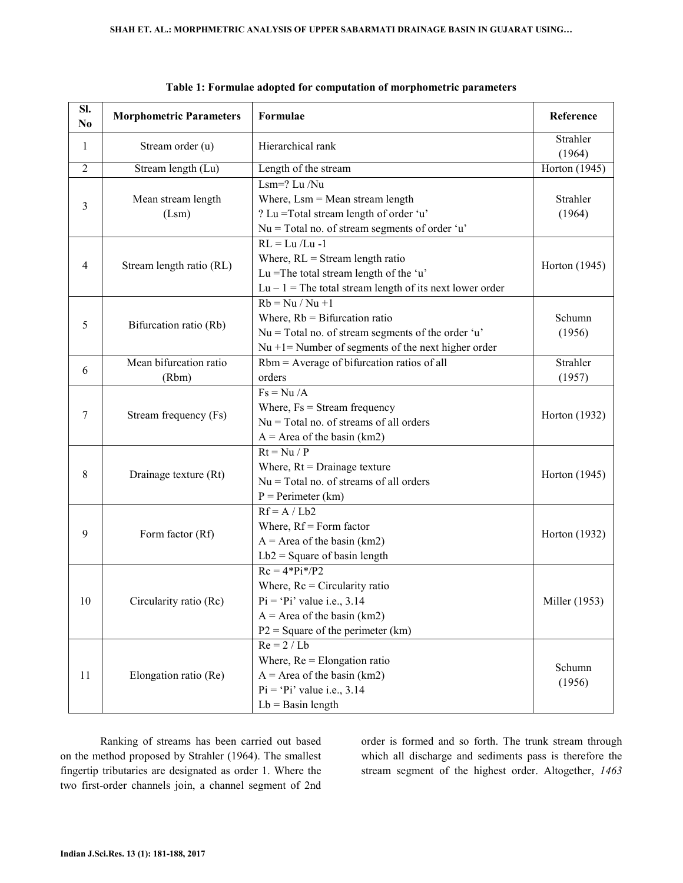**Table 1: Formulae adopted for computation of morphometric parameters**

| Sl. No | Morphometric Parameters | Formulae | Reference |
|---|---|---|---|
| 1 | Stream order (u) | Hierarchical rank | Strahler (1964) |
| 2 | Stream length (Lu) | Length of the stream | Horton (1945) |
| 3 | Mean stream length (Lsm) | Lsm=? Lu /Nu<br>Where, Lsm = Mean stream length<br>? Lu =Total stream length of order 'u'<br>Nu = Total no. of stream segments of order 'u' | Strahler (1964) |
| 4 | Stream length ratio (RL) | RL = Lu /Lu -1<br>Where, RL = Stream length ratio<br>Lu =The total stream length of the 'u'<br>Lu – 1 = The total stream length of its next lower order | Horton (1945) |
| 5 | Bifurcation ratio (Rb) | Rb = Nu / Nu +1<br>Where, Rb = Bifurcation ratio<br>Nu = Total no. of stream segments of the order 'u'<br>Nu +1= Number of segments of the next higher order | Schumn (1956) |
| 6 | Mean bifurcation ratio (Rbm) | Rbm = Average of bifurcation ratios of all orders | Strahler (1957) |
| 7 | Stream frequency (Fs) | Fs = Nu /A<br>Where, Fs = Stream frequency<br>Nu = Total no. of streams of all orders<br>A = Area of the basin (km2) | Horton (1932) |
| 8 | Drainage texture (Rt) | Rt = Nu / P<br>Where, Rt = Drainage texture<br>Nu = Total no. of streams of all orders<br>P = Perimeter (km) | Horton (1945) |
| 9 | Form factor (Rf) | Rf = A / Lb2<br>Where, Rf = Form factor<br>A = Area of the basin (km2)<br>Lb2 = Square of basin length | Horton (1932) |
| 10 | Circularity ratio (Rc) | Rc = 4*Pi*/P2<br>Where, Rc = Circularity ratio<br>Pi = 'Pi' value i.e., 3.14<br>A = Area of the basin (km2)<br>P2 = Square of the perimeter (km) | Miller (1953) |
| 11 | Elongation ratio (Re) | Re = 2 / Lb<br>Where, Re = Elongation ratio<br>A = Area of the basin (km2)<br>Pi = 'Pi' value i.e., 3.14<br>Lb = Basin length | Schumn (1956) |

Ranking of streams has been carried out based on the method proposed by Strahler (1964). The smallest fingertip tributaries are designated as order 1. Where the two first-order channels join, a channel segment of 2nd order is formed and so forth. The trunk stream through which all discharge and sediments pass is therefore the stream segment of the highest order. Altogether, *1463*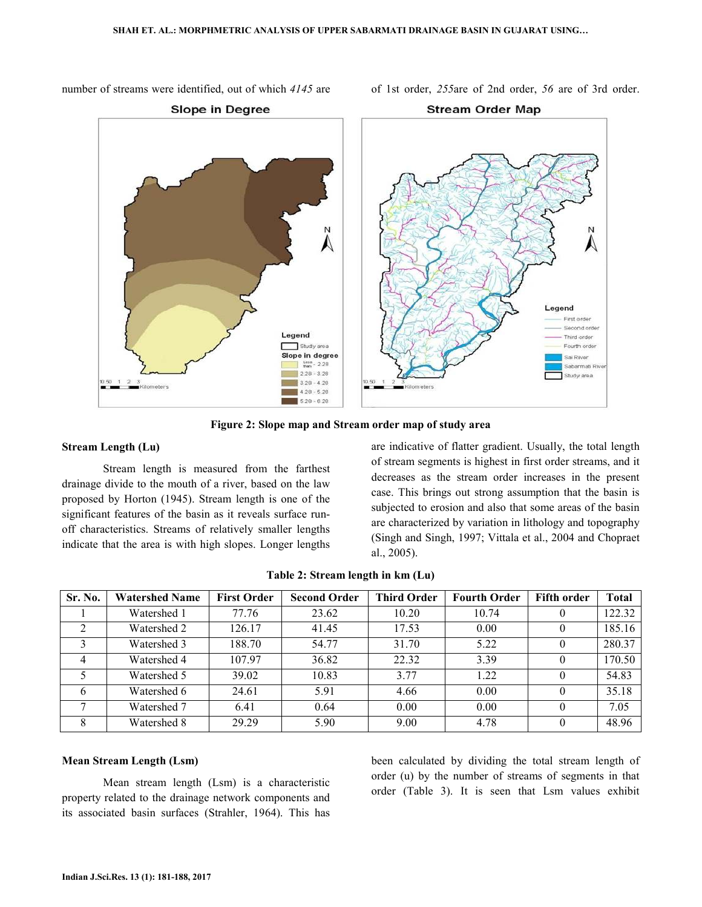number of streams were identified, out of which *4145* are of 1st order, *255*are of 2nd order, *56* are of 3rd order.

**Figure 2: Slope map and Stream order map of study area**

### Stream Length (Lu)

Stream length is measured from the farthest drainage divide to the mouth of a river, based on the law proposed by Horton (1945). Stream length is one of the significant features of the basin as it reveals surface run-off characteristics. Streams of relatively smaller lengths indicate that the area is with high slopes. Longer lengths are indicative of flatter gradient. Usually, the total length of stream segments is highest in first order streams, and it decreases as the stream order increases in the present case. This brings out strong assumption that the basin is subjected to erosion and also that some areas of the basin are characterized by variation in lithology and topography (Singh and Singh, 1997; Vittala et al., 2004 and Chopraet al., 2005).

**Table 2: Stream length in km (Lu)**

| Sr. No. | Watershed Name | First Order | Second Order | Third Order | Fourth Order | Fifth order | Total |
|---|---|---|---|---|---|---|---|
| 1 | Watershed 1 | 77.76 | 23.62 | 10.20 | 10.74 | 0 | 122.32 |
| 2 | Watershed 2 | 126.17 | 41.45 | 17.53 | 0.00 | 0 | 185.16 |
| 3 | Watershed 3 | 188.70 | 54.77 | 31.70 | 5.22 | 0 | 280.37 |
| 4 | Watershed 4 | 107.97 | 36.82 | 22.32 | 3.39 | 0 | 170.50 |
| 5 | Watershed 5 | 39.02 | 10.83 | 3.77 | 1.22 | 0 | 54.83 |
| 6 | Watershed 6 | 24.61 | 5.91 | 4.66 | 0.00 | 0 | 35.18 |
| 7 | Watershed 7 | 6.41 | 0.64 | 0.00 | 0.00 | 0 | 7.05 |
| 8 | Watershed 8 | 29.29 | 5.90 | 9.00 | 4.78 | 0 | 48.96 |

### Mean Stream Length (Lsm)

Mean stream length (Lsm) is a characteristic property related to the drainage network components and its associated basin surfaces (Strahler, 1964). This has been calculated by dividing the total stream length of order (u) by the number of streams of segments in that order (Table 3). It is seen that Lsm values exhibit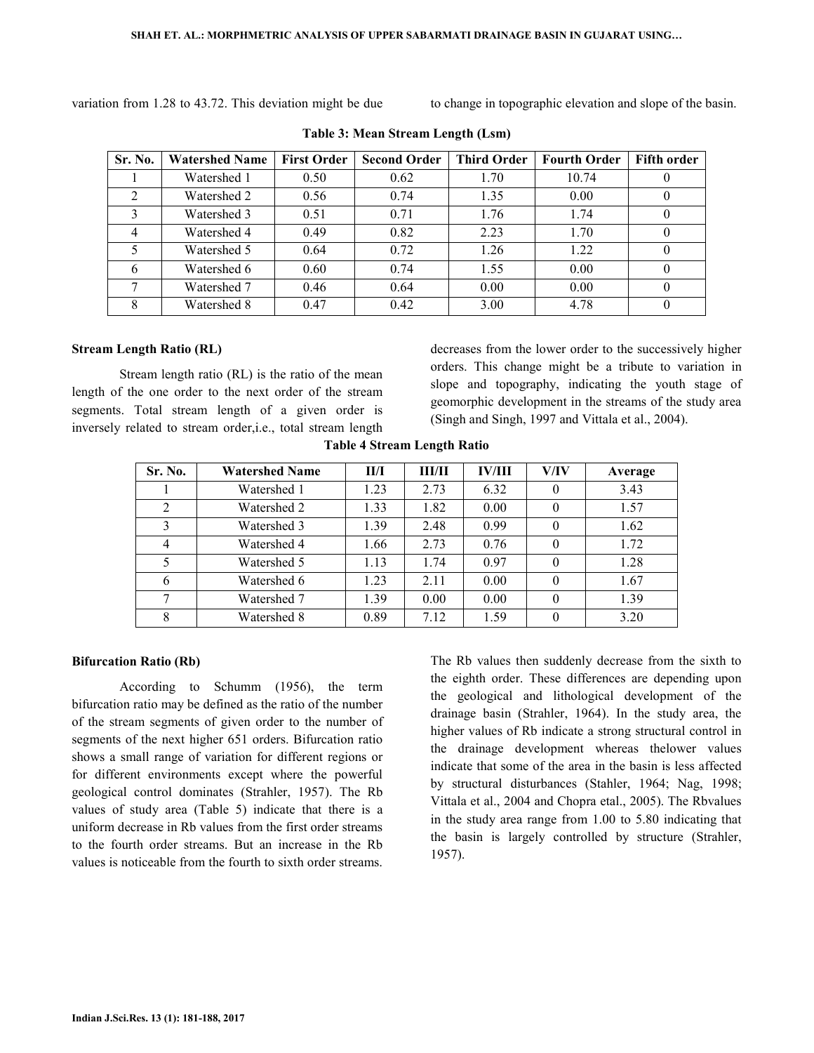variation from 1.28 to 43.72. This deviation might be due to change in topographic elevation and slope of the basin.

**Table 3: Mean Stream Length (Lsm)**

| Sr. No. | Watershed Name | First Order | Second Order | Third Order | Fourth Order | Fifth order |
|---|---|---|---|---|---|---|
| 1 | Watershed 1 | 0.50 | 0.62 | 1.70 | 10.74 | 0 |
| 2 | Watershed 2 | 0.56 | 0.74 | 1.35 | 0.00 | 0 |
| 3 | Watershed 3 | 0.51 | 0.71 | 1.76 | 1.74 | 0 |
| 4 | Watershed 4 | 0.49 | 0.82 | 2.23 | 1.70 | 0 |
| 5 | Watershed 5 | 0.64 | 0.72 | 1.26 | 1.22 | 0 |
| 6 | Watershed 6 | 0.60 | 0.74 | 1.55 | 0.00 | 0 |
| 7 | Watershed 7 | 0.46 | 0.64 | 0.00 | 0.00 | 0 |
| 8 | Watershed 8 | 0.47 | 0.42 | 3.00 | 4.78 | 0 |

**Stream Length Ratio (RL)**

Stream length ratio (RL) is the ratio of the mean length of the one order to the next order of the stream segments. Total stream length of a given order is inversely related to stream order,i.e., total stream length decreases from the lower order to the successively higher orders. This change might be a tribute to variation in slope and topography, indicating the youth stage of geomorphic development in the streams of the study area (Singh and Singh, 1997 and Vittala et al., 2004).

**Table 4 Stream Length Ratio**

| Sr. No. | Watershed Name | II/I | III/II | IV/III | V/IV | Average |
|---|---|---|---|---|---|---|
| 1 | Watershed 1 | 1.23 | 2.73 | 6.32 | 0 | 3.43 |
| 2 | Watershed 2 | 1.33 | 1.82 | 0.00 | 0 | 1.57 |
| 3 | Watershed 3 | 1.39 | 2.48 | 0.99 | 0 | 1.62 |
| 4 | Watershed 4 | 1.66 | 2.73 | 0.76 | 0 | 1.72 |
| 5 | Watershed 5 | 1.13 | 1.74 | 0.97 | 0 | 1.28 |
| 6 | Watershed 6 | 1.23 | 2.11 | 0.00 | 0 | 1.67 |
| 7 | Watershed 7 | 1.39 | 0.00 | 0.00 | 0 | 1.39 |
| 8 | Watershed 8 | 0.89 | 7.12 | 1.59 | 0 | 3.20 |

**Bifurcation Ratio (Rb)**

According to Schumm (1956), the term bifurcation ratio may be defined as the ratio of the number of the stream segments of given order to the number of segments of the next higher 651 orders. Bifurcation ratio shows a small range of variation for different regions or for different environments except where the powerful geological control dominates (Strahler, 1957). The Rb values of study area (Table 5) indicate that there is a uniform decrease in Rb values from the first order streams to the fourth order streams. But an increase in the Rb values is noticeable from the fourth to sixth order streams. The Rb values then suddenly decrease from the sixth to the eighth order. These differences are depending upon the geological and lithological development of the drainage basin (Strahler, 1964). In the study area, the higher values of Rb indicate a strong structural control in the drainage development whereas thelower values indicate that some of the area in the basin is less affected by structural disturbances (Stahler, 1964; Nag, 1998; Vittala et al., 2004 and Chopra etal., 2005). The Rbvalues in the study area range from 1.00 to 5.80 indicating that the basin is largely controlled by structure (Strahler, 1957).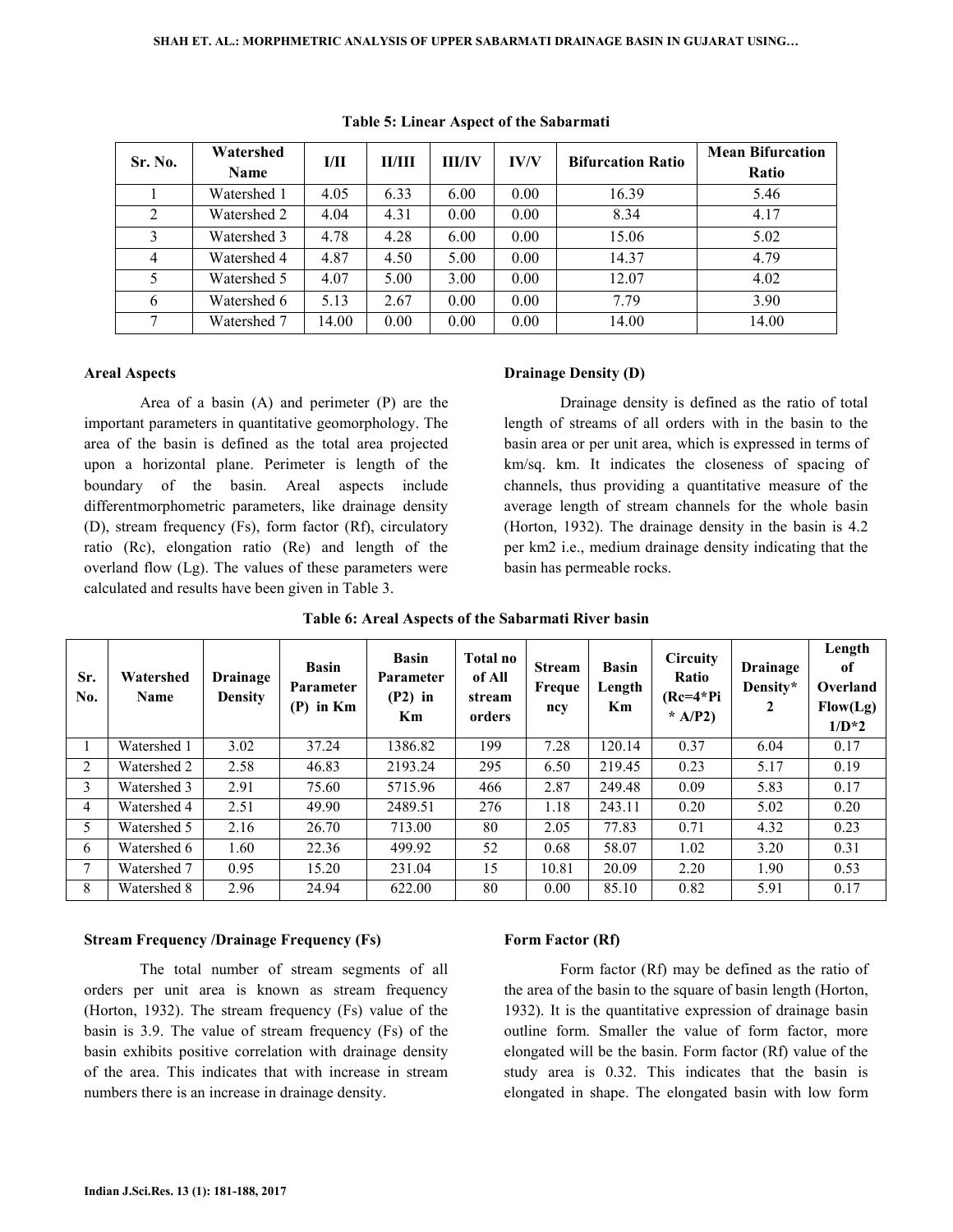**Table 5: Linear Aspect of the Sabarmati**

| Sr. No. | Watershed Name | I/II | II/III | III/IV | IV/V | Bifurcation Ratio | Mean Bifurcation Ratio |
|---|---|---|---|---|---|---|---|
| 1 | Watershed 1 | 4.05 | 6.33 | 6.00 | 0.00 | 16.39 | 5.46 |
| 2 | Watershed 2 | 4.04 | 4.31 | 0.00 | 0.00 | 8.34 | 4.17 |
| 3 | Watershed 3 | 4.78 | 4.28 | 6.00 | 0.00 | 15.06 | 5.02 |
| 4 | Watershed 4 | 4.87 | 4.50 | 5.00 | 0.00 | 14.37 | 4.79 |
| 5 | Watershed 5 | 4.07 | 5.00 | 3.00 | 0.00 | 12.07 | 4.02 |
| 6 | Watershed 6 | 5.13 | 2.67 | 0.00 | 0.00 | 7.79 | 3.90 |
| 7 | Watershed 7 | 14.00 | 0.00 | 0.00 | 0.00 | 14.00 | 14.00 |

**Areal Aspects**

Area of a basin (A) and perimeter (P) are the important parameters in quantitative geomorphology. The area of the basin is defined as the total area projected upon a horizontal plane. Perimeter is length of the boundary of the basin. Areal aspects include differentmorphometric parameters, like drainage density (D), stream frequency (Fs), form factor (Rf), circulatory ratio (Rc), elongation ratio (Re) and length of the overland flow (Lg). The values of these parameters were calculated and results have been given in Table 3.

**Drainage Density (D)**

Drainage density is defined as the ratio of total length of streams of all orders with in the basin to the basin area or per unit area, which is expressed in terms of km/sq. km. It indicates the closeness of spacing of channels, thus providing a quantitative measure of the average length of stream channels for the whole basin (Horton, 1932). The drainage density in the basin is 4.2 per km2 i.e., medium drainage density indicating that the basin has permeable rocks.

**Table 6: Areal Aspects of the Sabarmati River basin**

| Sr. No. | Watershed Name | Drainage Density | Basin Parameter (P) in Km | Basin Parameter (P2) in Km | Total no of All stream orders | Stream Frequency | Basin Length Km | Circuity Ratio (Rc=4*Pi * A/P2) | Drainage Density* 2 | Length of Overland Flow(Lg) 1/D*2 |
|---|---|---|---|---|---|---|---|---|---|---|
| 1 | Watershed 1 | 3.02 | 37.24 | 1386.82 | 199 | 7.28 | 120.14 | 0.37 | 6.04 | 0.17 |
| 2 | Watershed 2 | 2.58 | 46.83 | 2193.24 | 295 | 6.50 | 219.45 | 0.23 | 5.17 | 0.19 |
| 3 | Watershed 3 | 2.91 | 75.60 | 5715.96 | 466 | 2.87 | 249.48 | 0.09 | 5.83 | 0.17 |
| 4 | Watershed 4 | 2.51 | 49.90 | 2489.51 | 276 | 1.18 | 243.11 | 0.20 | 5.02 | 0.20 |
| 5 | Watershed 5 | 2.16 | 26.70 | 713.00 | 80 | 2.05 | 77.83 | 0.71 | 4.32 | 0.23 |
| 6 | Watershed 6 | 1.60 | 22.36 | 499.92 | 52 | 0.68 | 58.07 | 1.02 | 3.20 | 0.31 |
| 7 | Watershed 7 | 0.95 | 15.20 | 231.04 | 15 | 10.81 | 20.09 | 2.20 | 1.90 | 0.53 |
| 8 | Watershed 8 | 2.96 | 24.94 | 622.00 | 80 | 0.00 | 85.10 | 0.82 | 5.91 | 0.17 |

**Stream Frequency /Drainage Frequency (Fs)**

The total number of stream segments of all orders per unit area is known as stream frequency (Horton, 1932). The stream frequency (Fs) value of the basin is 3.9. The value of stream frequency (Fs) of the basin exhibits positive correlation with drainage density of the area. This indicates that with increase in stream numbers there is an increase in drainage density.

**Form Factor (Rf)**

Form factor (Rf) may be defined as the ratio of the area of the basin to the square of basin length (Horton, 1932). It is the quantitative expression of drainage basin outline form. Smaller the value of form factor, more elongated will be the basin. Form factor (Rf) value of the study area is 0.32. This indicates that the basin is elongated in shape. The elongated basin with low form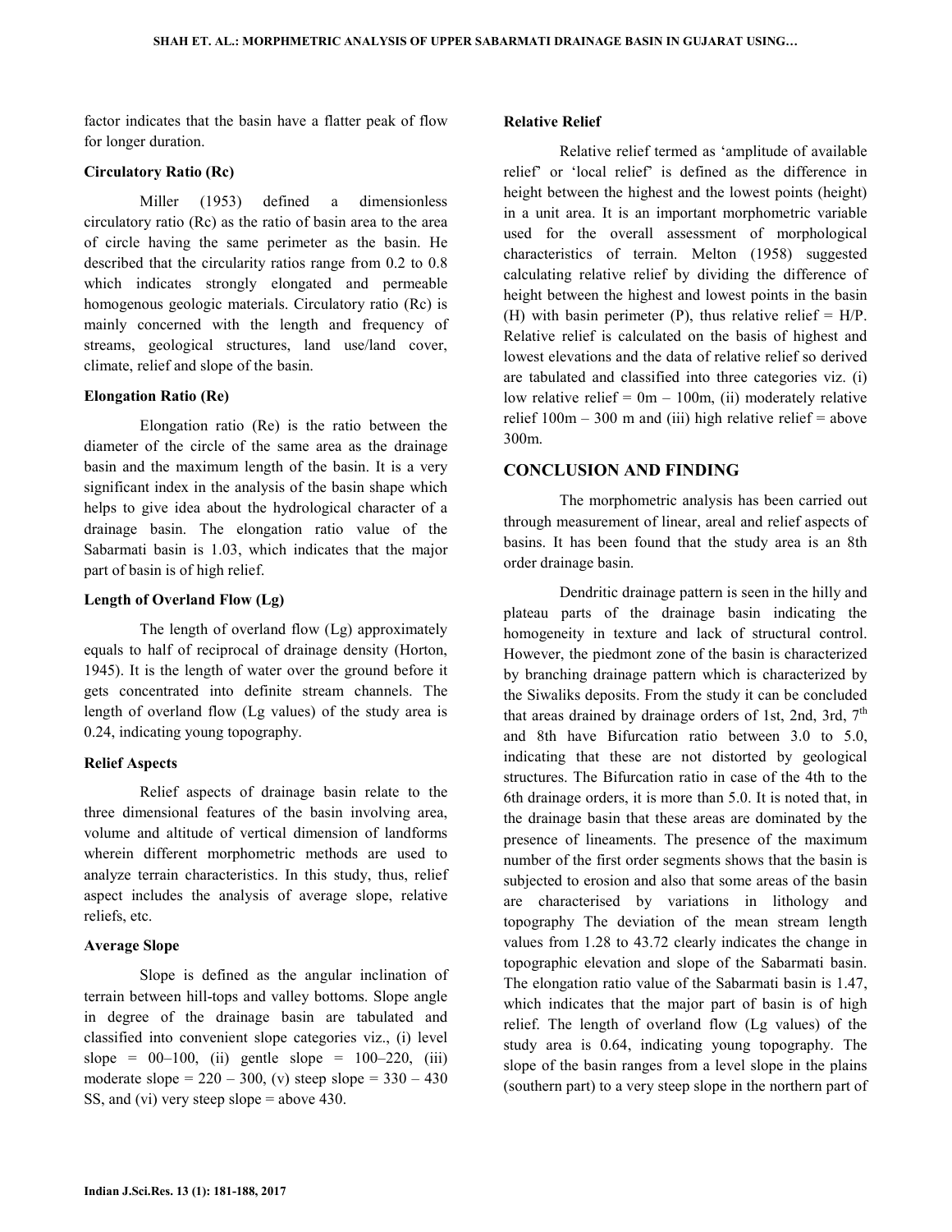factor indicates that the basin have a flatter peak of flow for longer duration.

### Circulatory Ratio (Rc)

Miller (1953) defined a dimensionless circulatory ratio (Rc) as the ratio of basin area to the area of circle having the same perimeter as the basin. He described that the circularity ratios range from 0.2 to 0.8 which indicates strongly elongated and permeable homogenous geologic materials. Circulatory ratio (Rc) is mainly concerned with the length and frequency of streams, geological structures, land use/land cover, climate, relief and slope of the basin.

### Elongation Ratio (Re)

Elongation ratio (Re) is the ratio between the diameter of the circle of the same area as the drainage basin and the maximum length of the basin. It is a very significant index in the analysis of the basin shape which helps to give idea about the hydrological character of a drainage basin. The elongation ratio value of the Sabarmati basin is 1.03, which indicates that the major part of basin is of high relief.

### Length of Overland Flow (Lg)

The length of overland flow (Lg) approximately equals to half of reciprocal of drainage density (Horton, 1945). It is the length of water over the ground before it gets concentrated into definite stream channels. The length of overland flow (Lg values) of the study area is 0.24, indicating young topography.

### Relief Aspects

Relief aspects of drainage basin relate to the three dimensional features of the basin involving area, volume and altitude of vertical dimension of landforms wherein different morphometric methods are used to analyze terrain characteristics. In this study, thus, relief aspect includes the analysis of average slope, relative reliefs, etc.

### Average Slope

Slope is defined as the angular inclination of terrain between hill-tops and valley bottoms. Slope angle in degree of the drainage basin are tabulated and classified into convenient slope categories viz., (i) level slope = 00–100, (ii) gentle slope = 100–220, (iii) moderate slope = 220 – 300, (v) steep slope = 330 – 430 SS, and (vi) very steep slope = above 430.

### Relative Relief

Relative relief termed as 'amplitude of available relief' or 'local relief' is defined as the difference in height between the highest and the lowest points (height) in a unit area. It is an important morphometric variable used for the overall assessment of morphological characteristics of terrain. Melton (1958) suggested calculating relative relief by dividing the difference of height between the highest and lowest points in the basin (H) with basin perimeter (P), thus relative relief = H/P. Relative relief is calculated on the basis of highest and lowest elevations and the data of relative relief so derived are tabulated and classified into three categories viz. (i) low relative relief = 0m – 100m, (ii) moderately relative relief 100m – 300 m and (iii) high relative relief = above 300m.

## CONCLUSION AND FINDING

The morphometric analysis has been carried out through measurement of linear, areal and relief aspects of basins. It has been found that the study area is an 8th order drainage basin.

Dendritic drainage pattern is seen in the hilly and plateau parts of the drainage basin indicating the homogeneity in texture and lack of structural control. However, the piedmont zone of the basin is characterized by branching drainage pattern which is characterized by the Siwaliks deposits. From the study it can be concluded that areas drained by drainage orders of 1st, 2nd, 3rd, 7th and 8th have Bifurcation ratio between 3.0 to 5.0, indicating that these are not distorted by geological structures. The Bifurcation ratio in case of the 4th to the 6th drainage orders, it is more than 5.0. It is noted that, in the drainage basin that these areas are dominated by the presence of lineaments. The presence of the maximum number of the first order segments shows that the basin is subjected to erosion and also that some areas of the basin are characterised by variations in lithology and topography The deviation of the mean stream length values from 1.28 to 43.72 clearly indicates the change in topographic elevation and slope of the Sabarmati basin. The elongation ratio value of the Sabarmati basin is 1.47, which indicates that the major part of basin is of high relief. The length of overland flow (Lg values) of the study area is 0.64, indicating young topography. The slope of the basin ranges from a level slope in the plains (southern part) to a very steep slope in the northern part of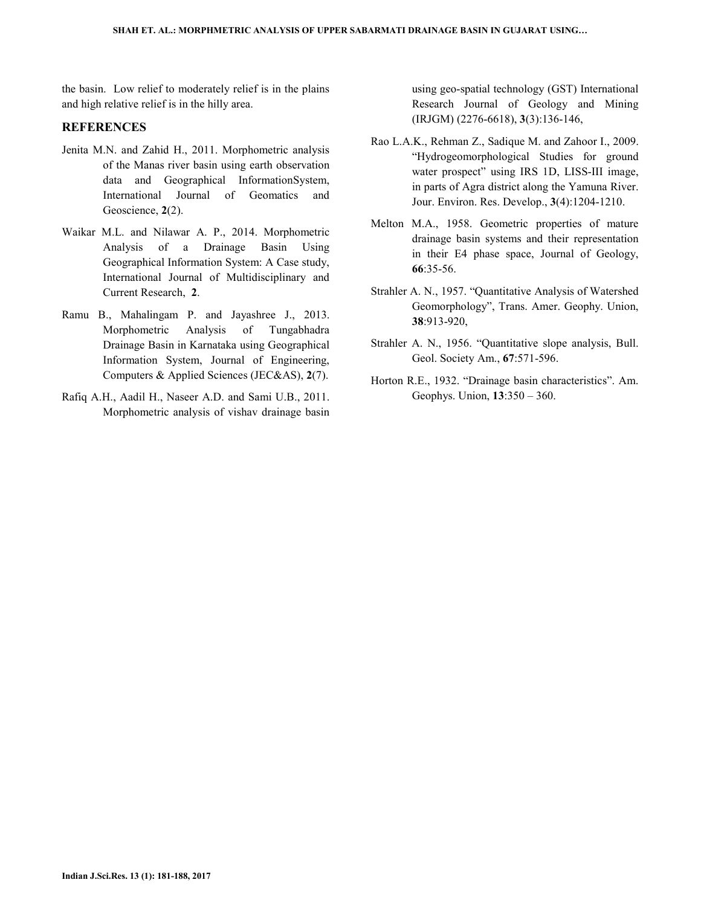the basin. Low relief to moderately relief is in the plains and high relative relief is in the hilly area.

## REFERENCES

Jenita M.N. and Zahid H., 2011. Morphometric analysis of the Manas river basin using earth observation data and Geographical InformationSystem, International Journal of Geomatics and Geoscience, **2**(2).

Waikar M.L. and Nilawar A. P., 2014. Morphometric Analysis of a Drainage Basin Using Geographical Information System: A Case study, International Journal of Multidisciplinary and Current Research, **2**.

Ramu B., Mahalingam P. and Jayashree J., 2013. Morphometric Analysis of Tungabhadra Drainage Basin in Karnataka using Geographical Information System, Journal of Engineering, Computers & Applied Sciences (JEC&AS), **2**(7).

Rafiq A.H., Aadil H., Naseer A.D. and Sami U.B., 2011. Morphometric analysis of vishav drainage basin using geo-spatial technology (GST) International Research Journal of Geology and Mining (IRJGM) (2276-6618), **3**(3):136-146,

Rao L.A.K., Rehman Z., Sadique M. and Zahoor I., 2009. "Hydrogeomorphological Studies for ground water prospect" using IRS 1D, LISS-III image, in parts of Agra district along the Yamuna River. Jour. Environ. Res. Develop., **3**(4):1204-1210.

Melton M.A., 1958. Geometric properties of mature drainage basin systems and their representation in their E4 phase space, Journal of Geology, **66**:35-56.

Strahler A. N., 1957. "Quantitative Analysis of Watershed Geomorphology", Trans. Amer. Geophy. Union, **38**:913-920,

Strahler A. N., 1956. "Quantitative slope analysis, Bull. Geol. Society Am., **67**:571-596.

Horton R.E., 1932. "Drainage basin characteristics". Am. Geophys. Union, **13**:350 – 360.